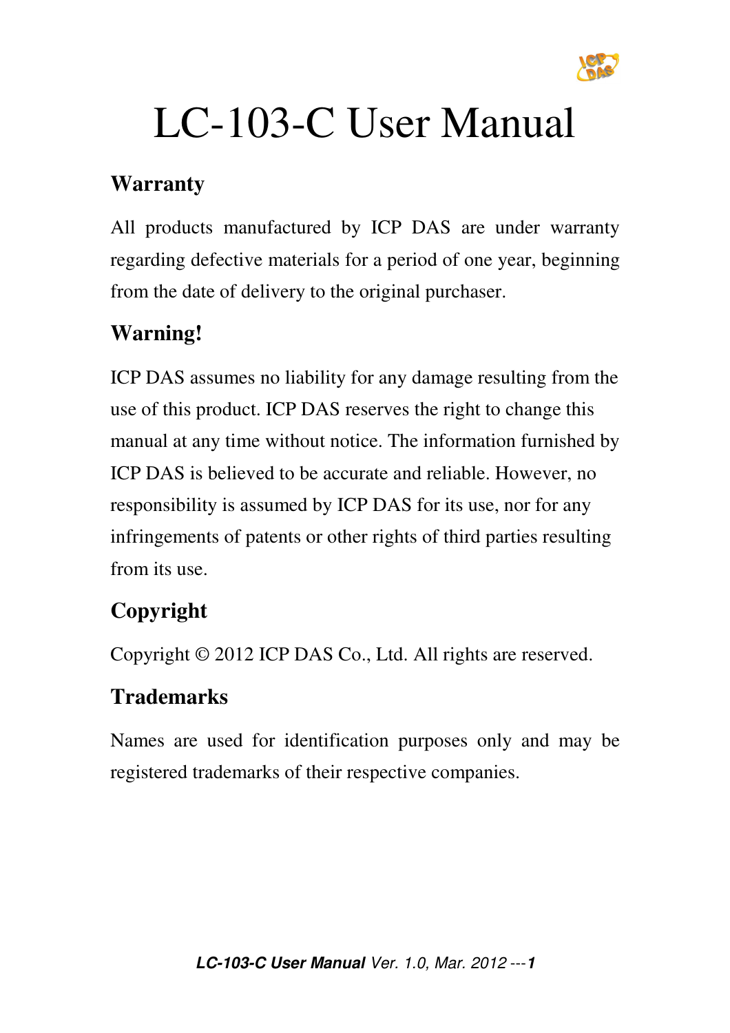# LC-103-C User Manual

## Warranty

All products manufactured by ICP DAS are under warranty regarding defective materials for a period of one year, beginning from the date of delivery to the original purchaser.

## Warning!

ICP DAS assumes no liability for any damage resulting from the use of this product. ICP DAS reserves the right to change this manual at any time without notice. The information furnished by ICP DAS is believed to be accurate and reliable. However, no responsibility is assumed by ICP DAS for its use, nor for any infringements of patents or other rights of third parties resulting from its use.

## Copyright

Copyright © 2012 ICP DAS Co., Ltd. All rights are reserved.

## Trademarks

Names are used for identification purposes only and may be registered trademarks of their respective companies.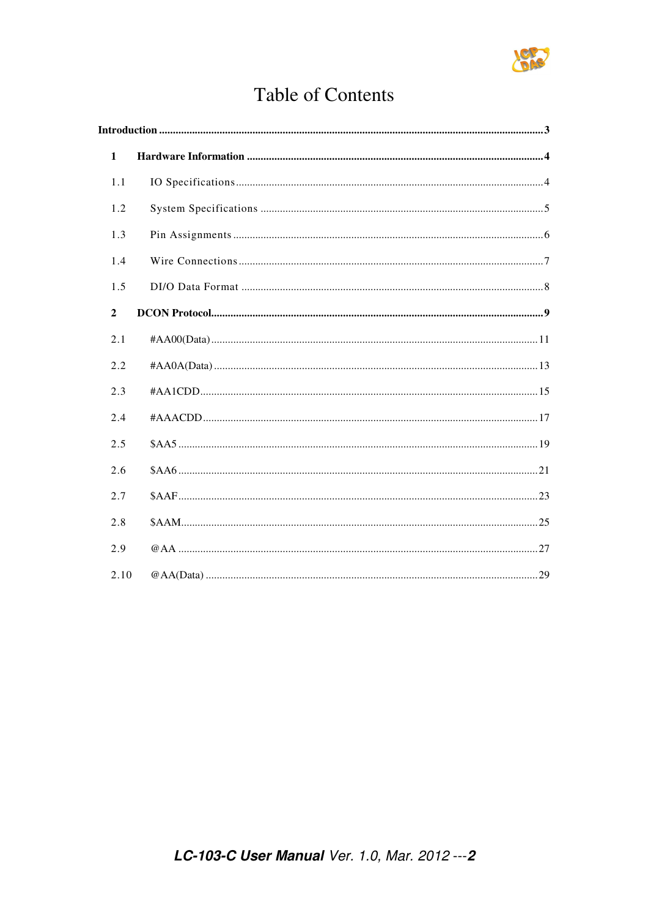# Table of Contents

**Introduction** .......................................................... **3**

**1 Hardware Information** .......................................................... **4**

1.1 IO Specifications .......................................................... 4

1.2 System Specifications .......................................................... 5

1.3 Pin Assignments .......................................................... 6

1.4 Wire Connections .......................................................... 7

1.5 DI/O Data Format .......................................................... 8

**2 DCON Protocol** .......................................................... **9**

2.1 #AA00(Data) .......................................................... 11

2.2 #AA0A(Data) .......................................................... 13

2.3 #AA1CDD .......................................................... 15

2.4 #AAACDD .......................................................... 17

2.5 $AA5 .......................................................... 19

2.6 $AA6 .......................................................... 21

2.7 $AAF .......................................................... 23

2.8 $AAM .......................................................... 25

2.9 @AA .......................................................... 27

2.10 @AA(Data) .......................................................... 29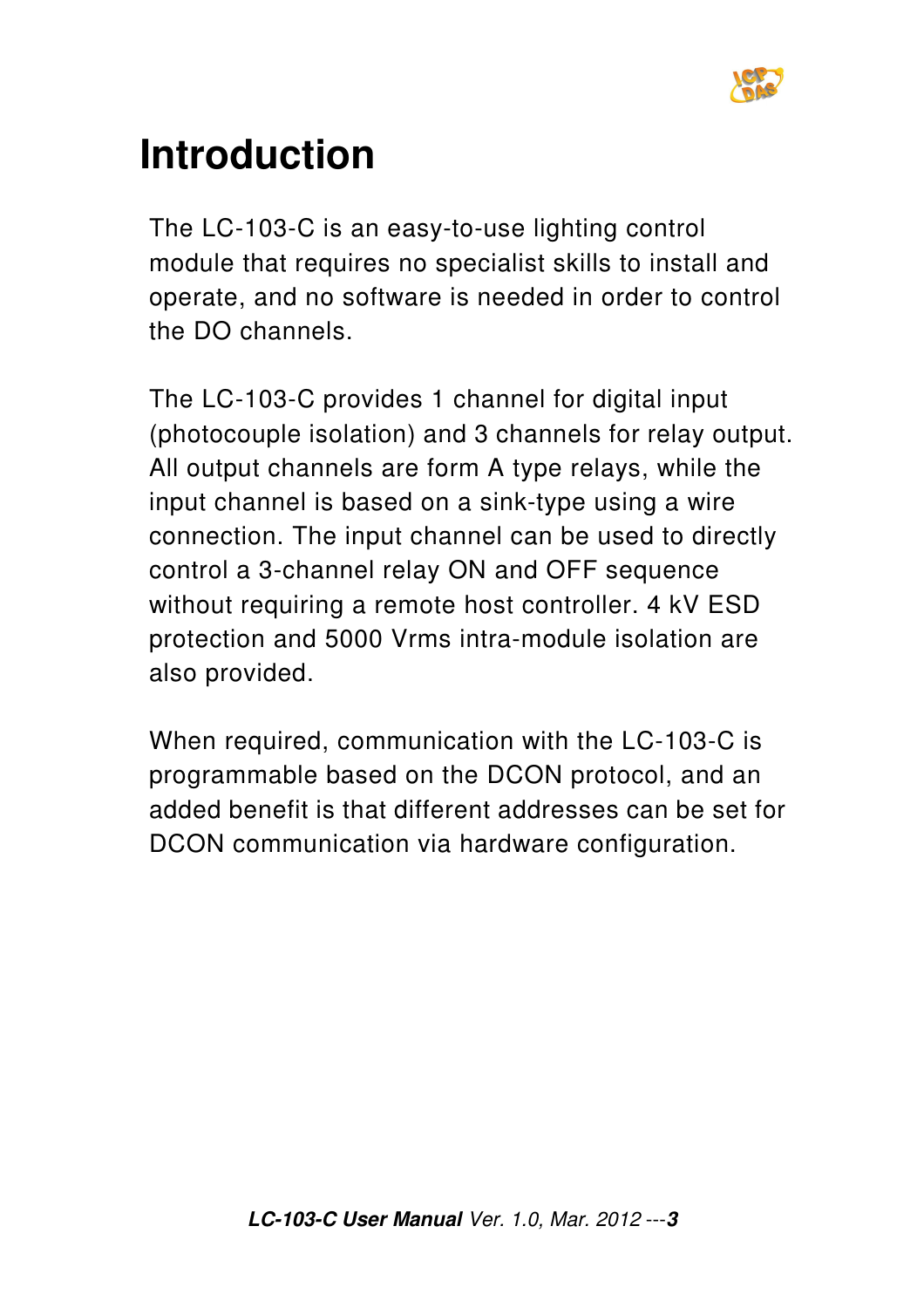# Introduction

The LC-103-C is an easy-to-use lighting control module that requires no specialist skills to install and operate, and no software is needed in order to control the DO channels.

The LC-103-C provides 1 channel for digital input (photocouple isolation) and 3 channels for relay output. All output channels are form A type relays, while the input channel is based on a sink-type using a wire connection. The input channel can be used to directly control a 3-channel relay ON and OFF sequence without requiring a remote host controller. 4 kV ESD protection and 5000 Vrms intra-module isolation are also provided.

When required, communication with the LC-103-C is programmable based on the DCON protocol, and an added benefit is that different addresses can be set for DCON communication via hardware configuration.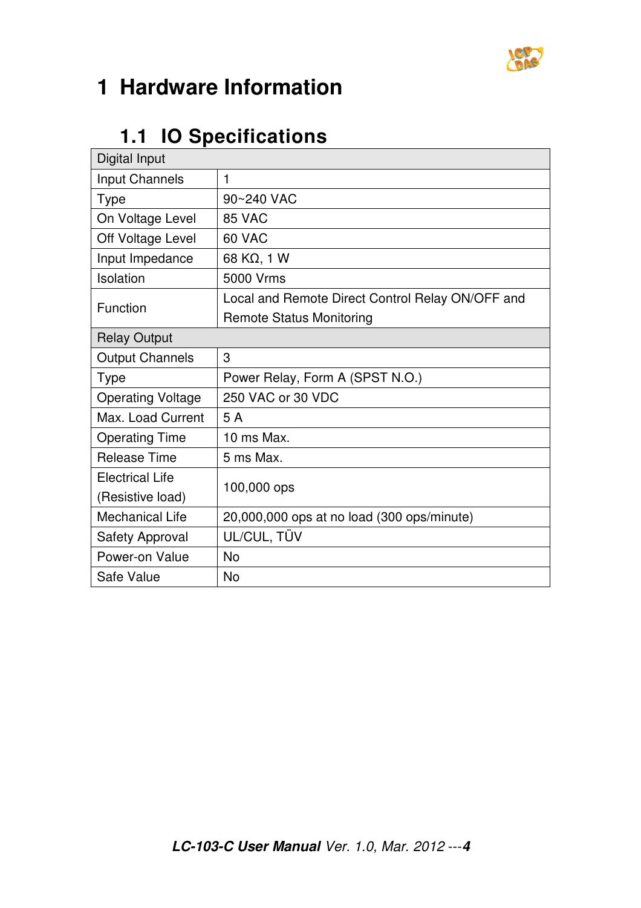# 1 Hardware Information

## 1.1 IO Specifications

| Digital Input | |
|---|---|
| Input Channels | 1 |
| Type | 90~240 VAC |
| On Voltage Level | 85 VAC |
| Off Voltage Level | 60 VAC |
| Input Impedance | 68 KΩ, 1 W |
| Isolation | 5000 Vrms |
| Function | Local and Remote Direct Control Relay ON/OFF and Remote Status Monitoring |
| **Relay Output** | |
| Output Channels | 3 |
| Type | Power Relay, Form A (SPST N.O.) |
| Operating Voltage | 250 VAC or 30 VDC |
| Max. Load Current | 5 A |
| Operating Time | 10 ms Max. |
| Release Time | 5 ms Max. |
| Electrical Life (Resistive load) | 100,000 ops |
| Mechanical Life | 20,000,000 ops at no load (300 ops/minute) |
| Safety Approval | UL/CUL, TÜV |
| Power-on Value | No |
| Safe Value | No |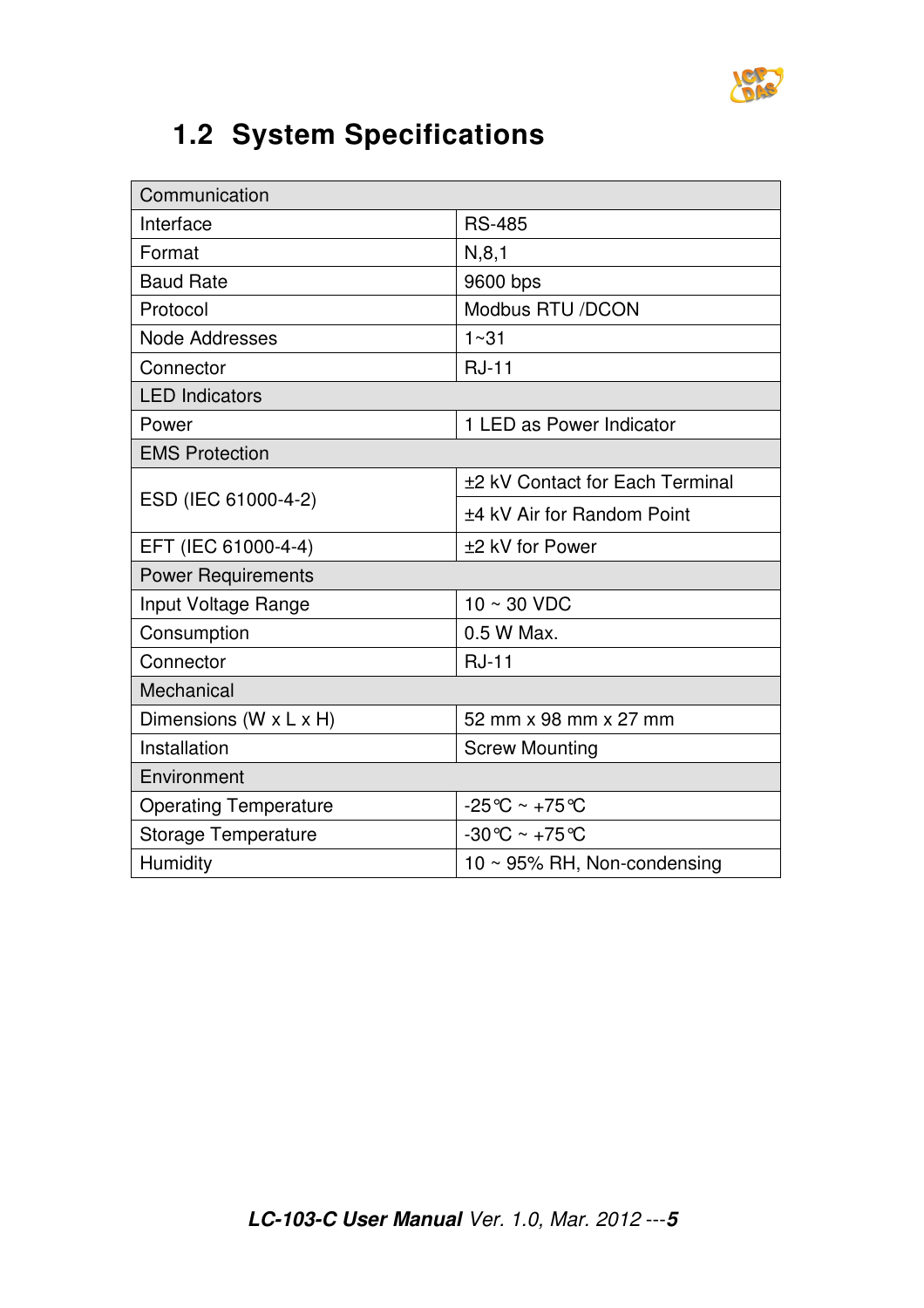## 1.2 System Specifications

| Communication | |
|---|---|
| Interface | RS-485 |
| Format | N,8,1 |
| Baud Rate | 9600 bps |
| Protocol | Modbus RTU /DCON |
| Node Addresses | 1~31 |
| Connector | RJ-11 |
| **LED Indicators** | |
| Power | 1 LED as Power Indicator |
| **EMS Protection** | |
| ESD (IEC 61000-4-2) | ±2 kV Contact for Each Terminal |
| | ±4 kV Air for Random Point |
| EFT (IEC 61000-4-4) | ±2 kV for Power |
| **Power Requirements** | |
| Input Voltage Range | 10 ~ 30 VDC |
| Consumption | 0.5 W Max. |
| Connector | RJ-11 |
| **Mechanical** | |
| Dimensions (W x L x H) | 52 mm x 98 mm x 27 mm |
| Installation | Screw Mounting |
| **Environment** | |
| Operating Temperature | -25℃ ~ +75℃ |
| Storage Temperature | -30℃ ~ +75℃ |
| Humidity | 10 ~ 95% RH, Non-condensing |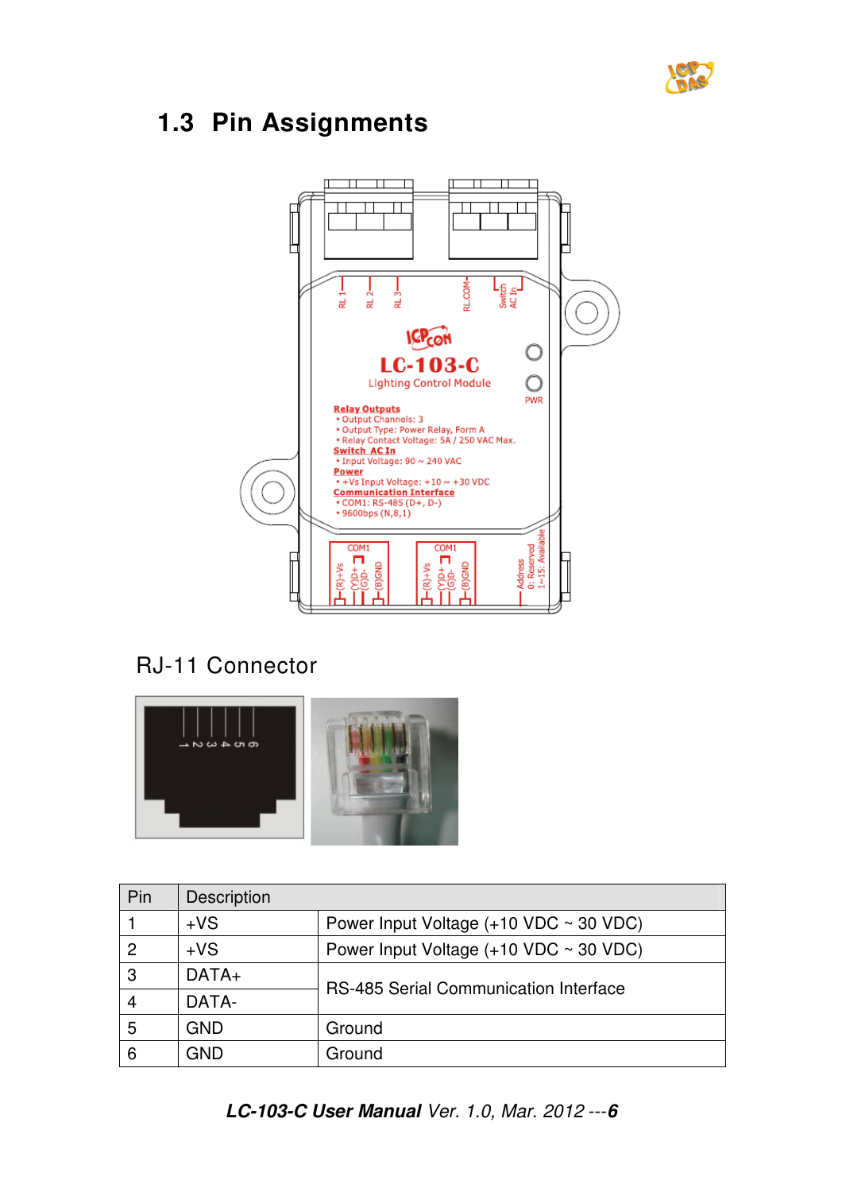## 1.3 Pin Assignments

RJ-11 Connector

| Pin | Description | |
|---|---|---|
| 1 | +VS | Power Input Voltage (+10 VDC ~ 30 VDC) |
| 2 | +VS | Power Input Voltage (+10 VDC ~ 30 VDC) |
| 3 | DATA+ | RS-485 Serial Communication Interface |
| 4 | DATA- | |
| 5 | GND | Ground |
| 6 | GND | Ground |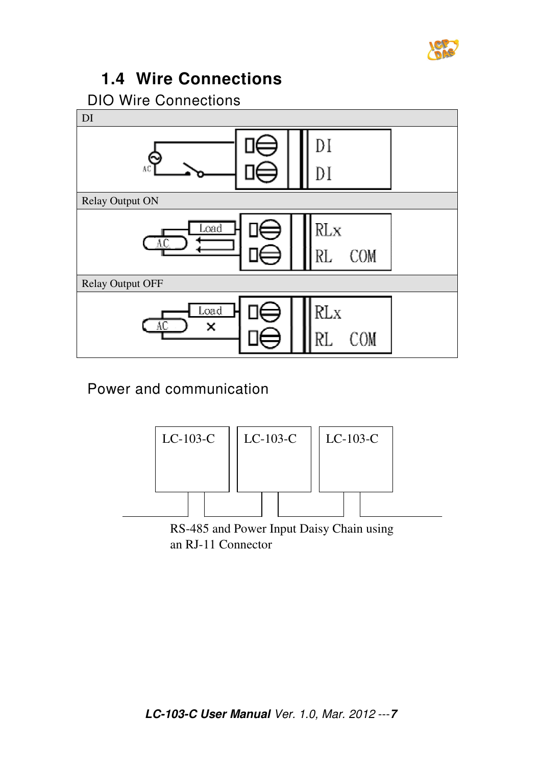## 1.4 Wire Connections

DIO Wire Connections

| DI |
|---|
| |
| Relay Output ON |
| |
| Relay Output OFF |
| |

Power and communication

RS-485 and Power Input Daisy Chain using an RJ-11 Connector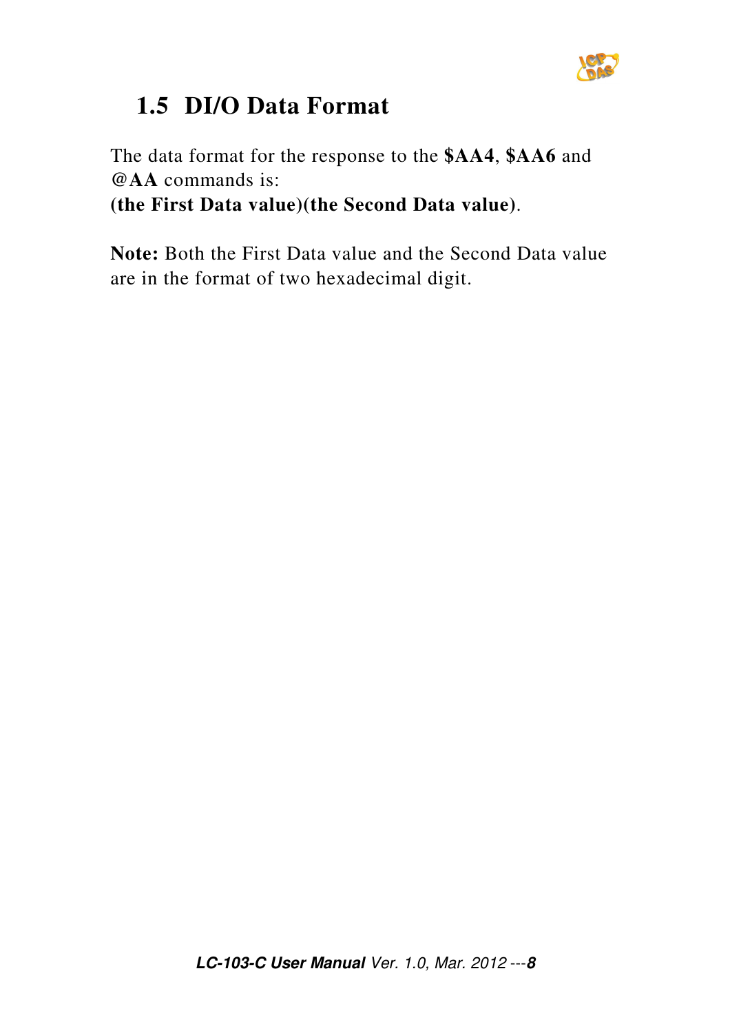## 1.5 DI/O Data Format

The data format for the response to the **$AA4**, **$AA6** and **@AA** commands is:
**(the First Data value)(the Second Data value)**.

**Note:** Both the First Data value and the Second Data value are in the format of two hexadecimal digit.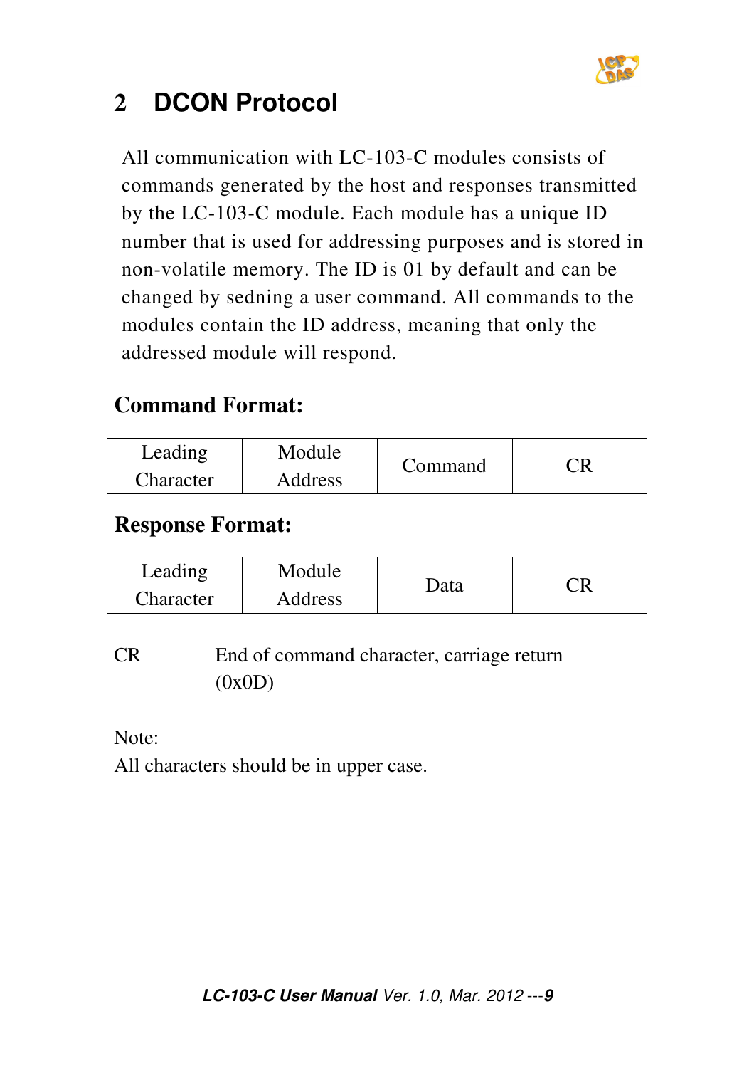# 2 DCON Protocol

All communication with LC-103-C modules consists of commands generated by the host and responses transmitted by the LC-103-C module. Each module has a unique ID number that is used for addressing purposes and is stored in non-volatile memory. The ID is 01 by default and can be changed by sedning a user command. All commands to the modules contain the ID address, meaning that only the addressed module will respond.

**Command Format:**

| Leading Character | Module Address | Command | CR |
|---|---|---|---|

**Response Format:**

| Leading Character | Module Address | Data | CR |
|---|---|---|---|

CR End of command character, carriage return (0x0D)

Note:
All characters should be in upper case.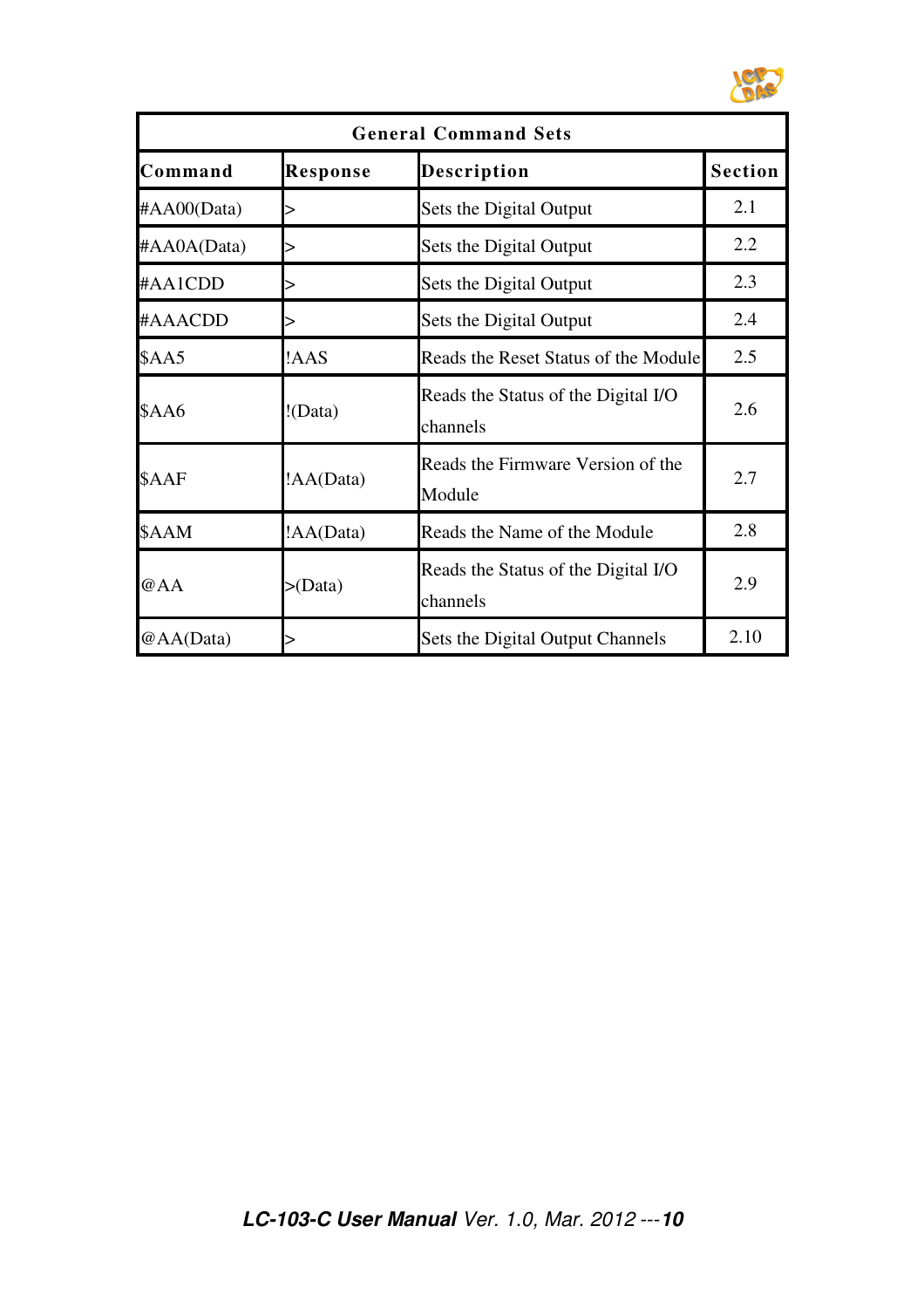| General Command Sets | | | |
|---|---|---|---|
| **Command** | **Response** | **Description** | **Section** |
| #AA00(Data) | > | Sets the Digital Output | 2.1 |
| #AA0A(Data) | > | Sets the Digital Output | 2.2 |
| #AA1CDD | > | Sets the Digital Output | 2.3 |
| #AAACDD | > | Sets the Digital Output | 2.4 |
| $AA5 | !AAS | Reads the Reset Status of the Module | 2.5 |
| $AA6 | !(Data) | Reads the Status of the Digital I/O channels | 2.6 |
| $AAF | !AA(Data) | Reads the Firmware Version of the Module | 2.7 |
| $AAM | !AA(Data) | Reads the Name of the Module | 2.8 |
| @AA | >(Data) | Reads the Status of the Digital I/O channels | 2.9 |
| @AA(Data) | > | Sets the Digital Output Channels | 2.10 |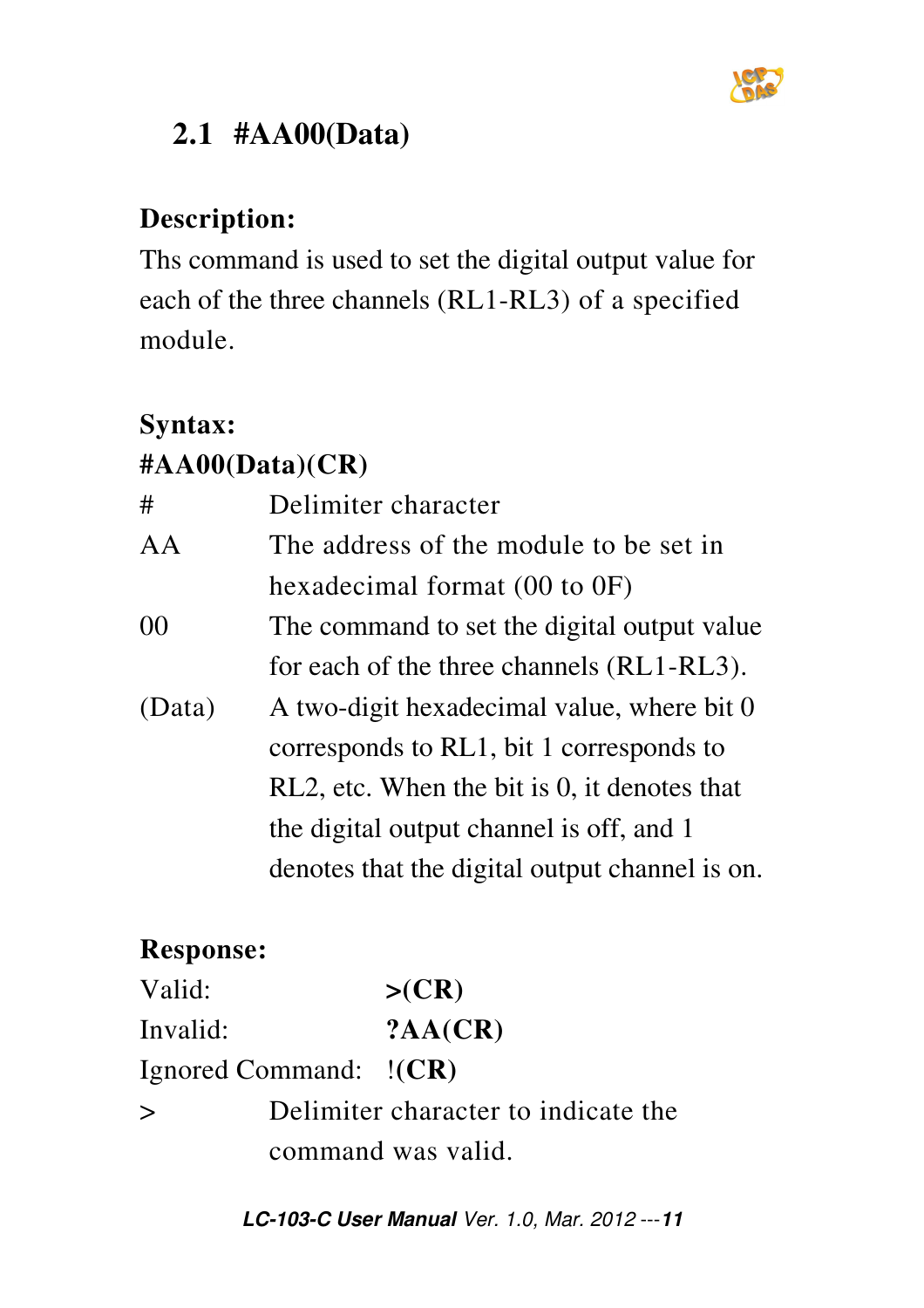## 2.1 #AA00(Data)

**Description:**

Ths command is used to set the digital output value for each of the three channels (RL1-RL3) of a specified module.

**Syntax:**

**#AA00(Data)(CR)**

| | |
|---|---|
| # | Delimiter character |
| AA | The address of the module to be set in hexadecimal format (00 to 0F) |
| 00 | The command to set the digital output value for each of the three channels (RL1-RL3). |
| (Data) | A two-digit hexadecimal value, where bit 0 corresponds to RL1, bit 1 corresponds to RL2, etc. When the bit is 0, it denotes that the digital output channel is off, and 1 denotes that the digital output channel is on. |

**Response:**

| | |
|---|---|
| Valid: | **>(CR)** |
| Invalid: | **?AA(CR)** |
| Ignored Command: | **!(CR)** |

| | |
|---|---|
| > | Delimiter character to indicate the command was valid. |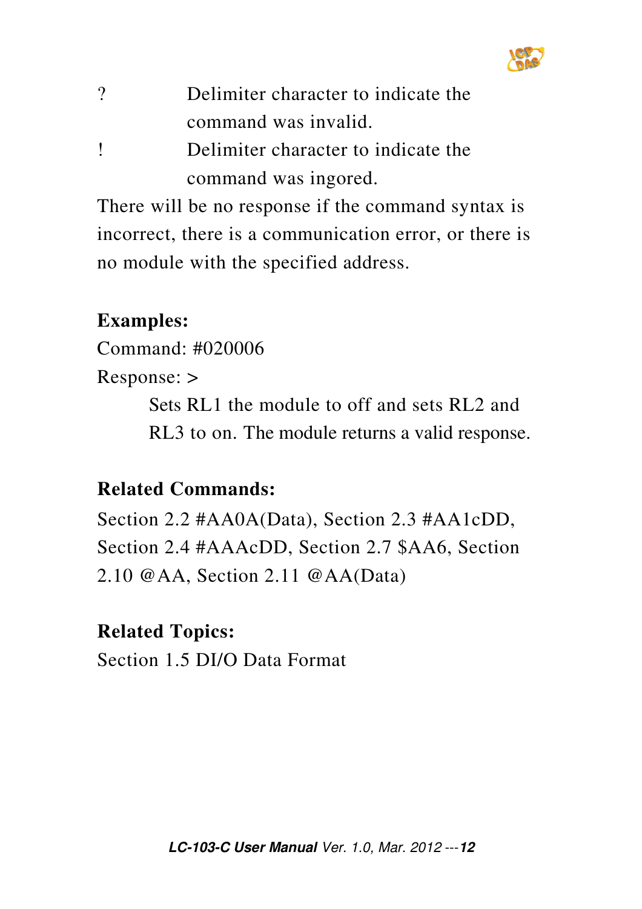| | |
|---|---|
| ? | Delimiter character to indicate the command was invalid. |
| ! | Delimiter character to indicate the command was ingored. |

There will be no response if the command syntax is incorrect, there is a communication error, or there is no module with the specified address.

**Examples:**

Command: #020006

Response: >

Sets RL1 the module to off and sets RL2 and RL3 to on. The module returns a valid response.

**Related Commands:**

Section 2.2 #AA0A(Data), Section 2.3 #AA1cDD, Section 2.4 #AAAcDD, Section 2.7 $AA6, Section 2.10 @AA, Section 2.11 @AA(Data)

**Related Topics:**

Section 1.5 DI/O Data Format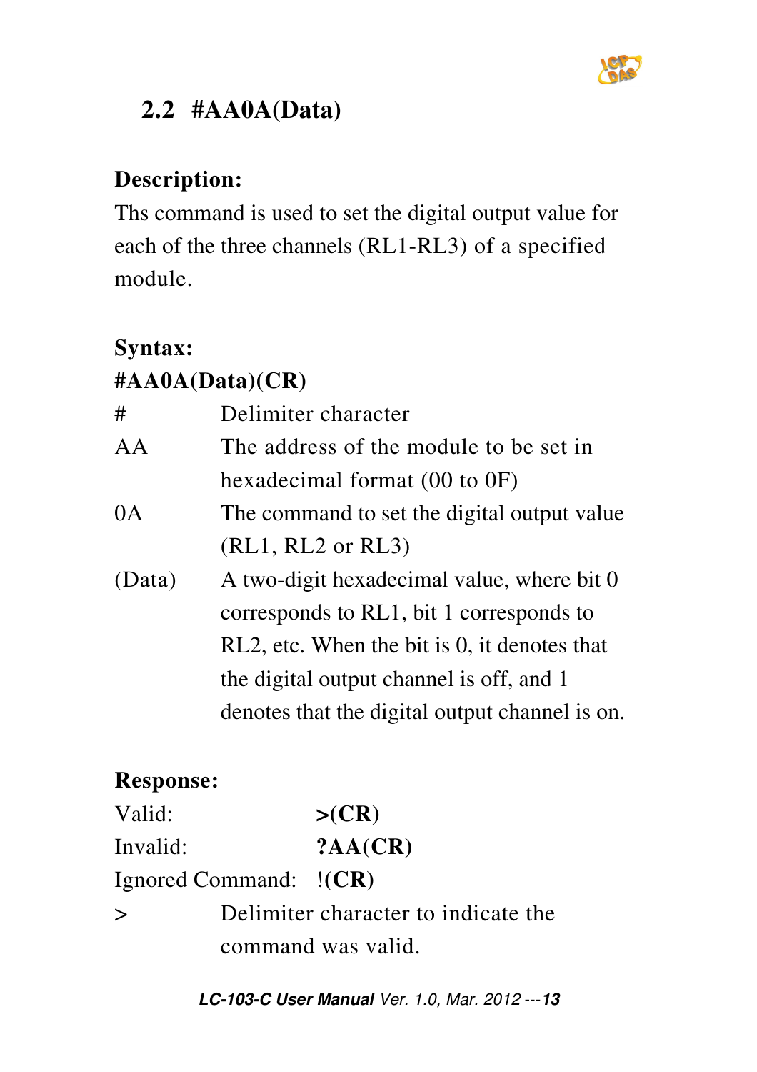## 2.2 #AA0A(Data)

**Description:**

Ths command is used to set the digital output value for each of the three channels (RL1-RL3) of a specified module.

**Syntax:**

**#AA0A(Data)(CR)**

| | |
|---|---|
| # | Delimiter character |
| AA | The address of the module to be set in hexadecimal format (00 to 0F) |
| 0A | The command to set the digital output value (RL1, RL2 or RL3) |
| (Data) | A two-digit hexadecimal value, where bit 0 corresponds to RL1, bit 1 corresponds to RL2, etc. When the bit is 0, it denotes that the digital output channel is off, and 1 denotes that the digital output channel is on. |

**Response:**

| | |
|---|---|
| Valid: | **>(CR)** |
| Invalid: | **?AA(CR)** |
| Ignored Command: | **!(CR)** |

| | |
|---|---|
| > | Delimiter character to indicate the command was valid. |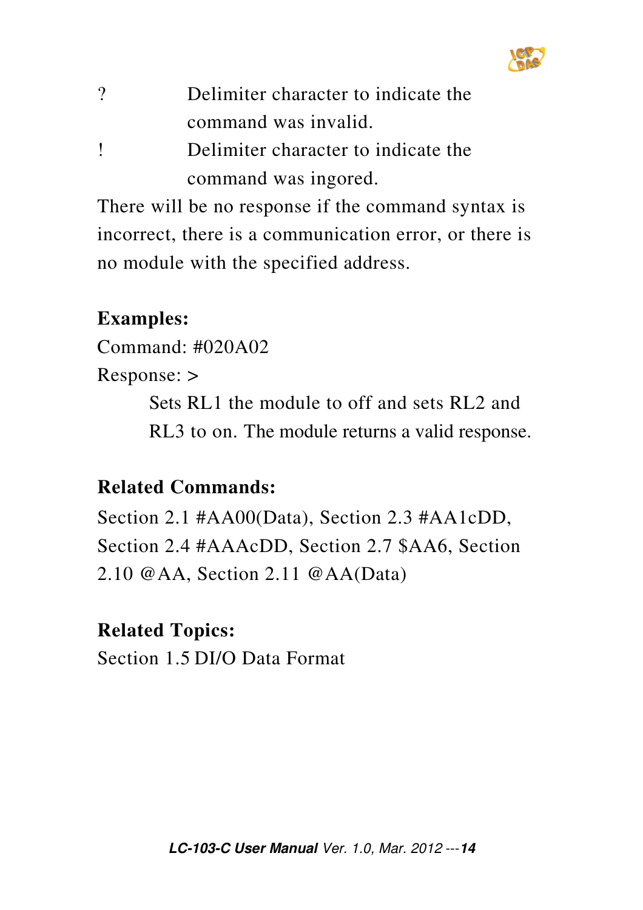| | |
|---|---|
| ? | Delimiter character to indicate the command was invalid. |
| ! | Delimiter character to indicate the command was ingored. |

There will be no response if the command syntax is incorrect, there is a communication error, or there is no module with the specified address.

**Examples:**

Command: #020A02

Response: >

Sets RL1 the module to off and sets RL2 and RL3 to on. The module returns a valid response.

**Related Commands:**

Section 2.1 #AA00(Data), Section 2.3 #AA1cDD, Section 2.4 #AAAcDD, Section 2.7 $AA6, Section 2.10 @AA, Section 2.11 @AA(Data)

**Related Topics:**

Section 1.5 DI/O Data Format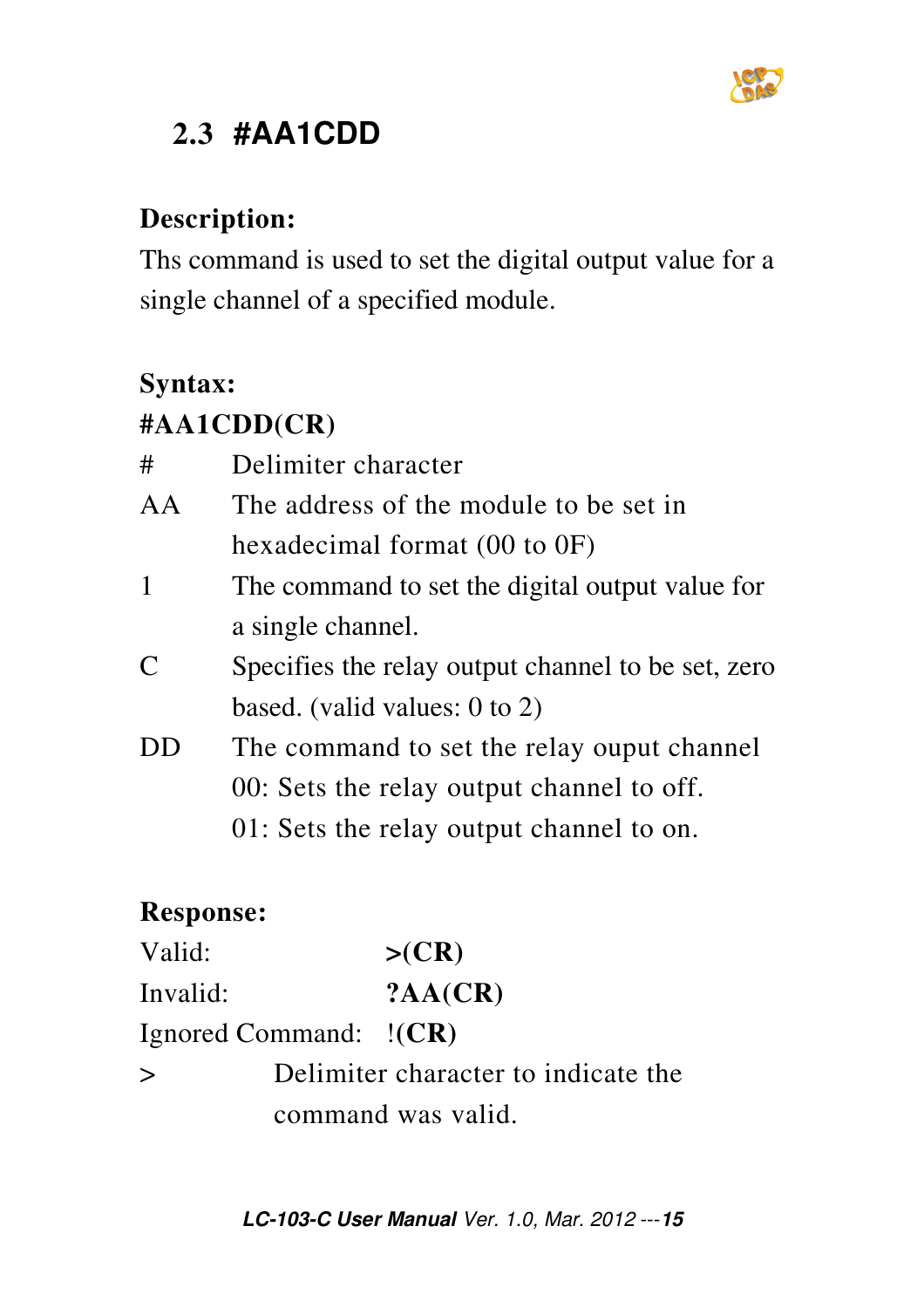## 2.3 #AA1CDD

**Description:**

Ths command is used to set the digital output value for a single channel of a specified module.

**Syntax:**

**#AA1CDD(CR)**

| | |
|---|---|
| # | Delimiter character |
| AA | The address of the module to be set in hexadecimal format (00 to 0F) |
| 1 | The command to set the digital output value for a single channel. |
| C | Specifies the relay output channel to be set, zero based. (valid values: 0 to 2) |
| DD | The command to set the relay ouput channel<br>00: Sets the relay output channel to off.<br>01: Sets the relay output channel to on. |

**Response:**

| | |
|---|---|
| Valid: | **>(CR)** |
| Invalid: | **?AA(CR)** |
| Ignored Command: | **!(CR)** |

| | |
|---|---|
| > | Delimiter character to indicate the command was valid. |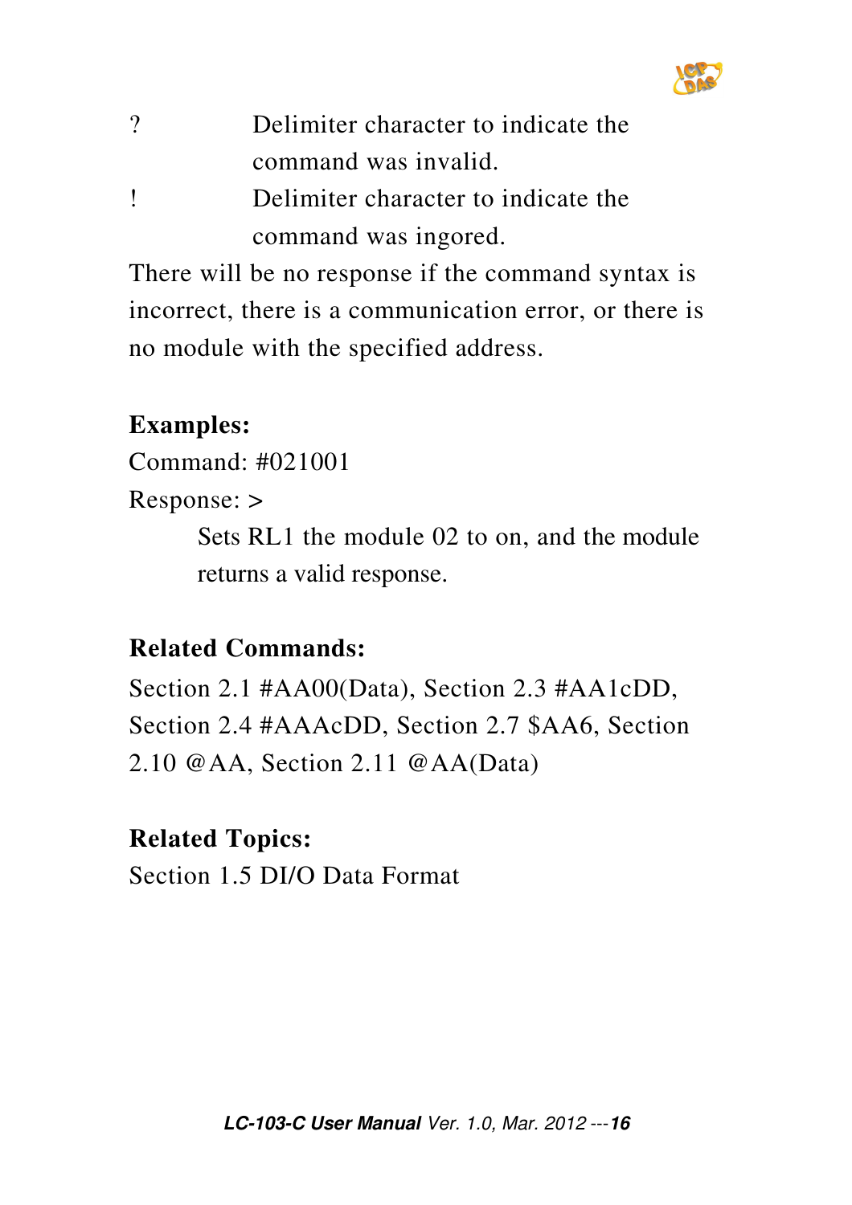? Delimiter character to indicate the command was invalid.

! Delimiter character to indicate the command was ingored.

There will be no response if the command syntax is incorrect, there is a communication error, or there is no module with the specified address.

**Examples:**

Command: #021001

Response: >

Sets RL1 the module 02 to on, and the module returns a valid response.

**Related Commands:**

Section 2.1 #AA00(Data), Section 2.3 #AA1cDD, Section 2.4 #AAAcDD, Section 2.7 $AA6, Section 2.10 @AA, Section 2.11 @AA(Data)

**Related Topics:**

Section 1.5 DI/O Data Format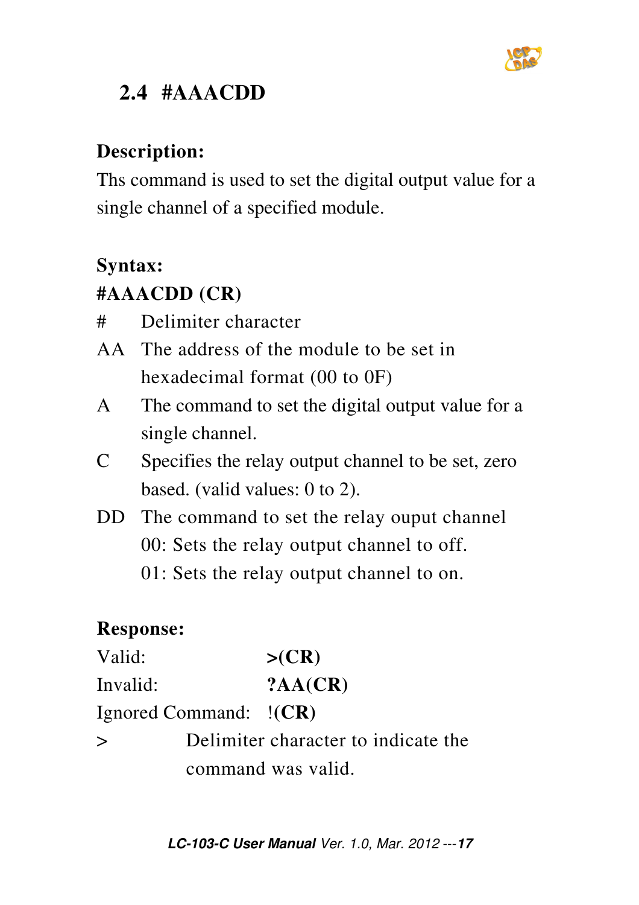## 2.4 #AAACDD

**Description:**

Ths command is used to set the digital output value for a single channel of a specified module.

**Syntax:**

**#AAACDD (CR)**

| | |
|---|---|
| # | Delimiter character |
| AA | The address of the module to be set in hexadecimal format (00 to 0F) |
| A | The command to set the digital output value for a single channel. |
| C | Specifies the relay output channel to be set, zero based. (valid values: 0 to 2). |
| DD | The command to set the relay ouput channel<br>00: Sets the relay output channel to off.<br>01: Sets the relay output channel to on. |

**Response:**

| | |
|---|---|
| Valid: | **>(CR)** |
| Invalid: | **?AA(CR)** |
| Ignored Command: | !**(CR)** |

| | |
|---|---|
| > | Delimiter character to indicate the command was valid. |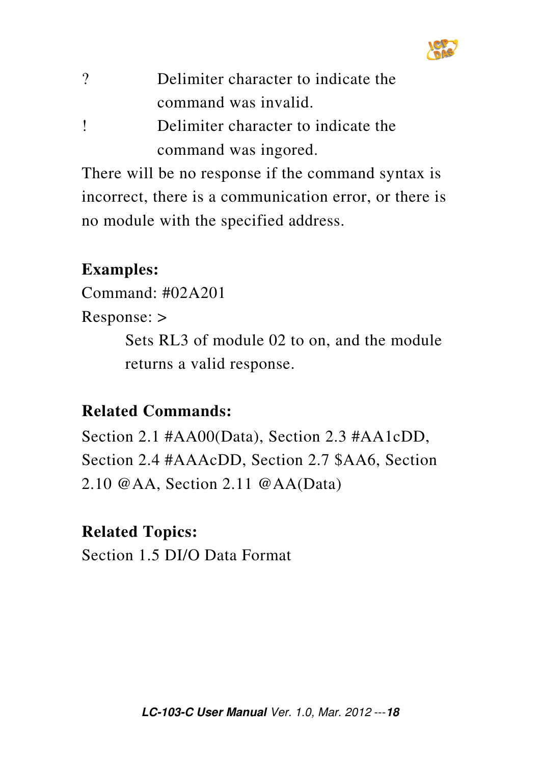| | |
|---|---|
| ? | Delimiter character to indicate the command was invalid. |
| ! | Delimiter character to indicate the command was ingored. |

There will be no response if the command syntax is incorrect, there is a communication error, or there is no module with the specified address.

**Examples:**

Command: #02A201

Response: >

Sets RL3 of module 02 to on, and the module returns a valid response.

**Related Commands:**

Section 2.1 #AA00(Data), Section 2.3 #AA1cDD, Section 2.4 #AAAcDD, Section 2.7 $AA6, Section 2.10 @AA, Section 2.11 @AA(Data)

**Related Topics:**

Section 1.5 DI/O Data Format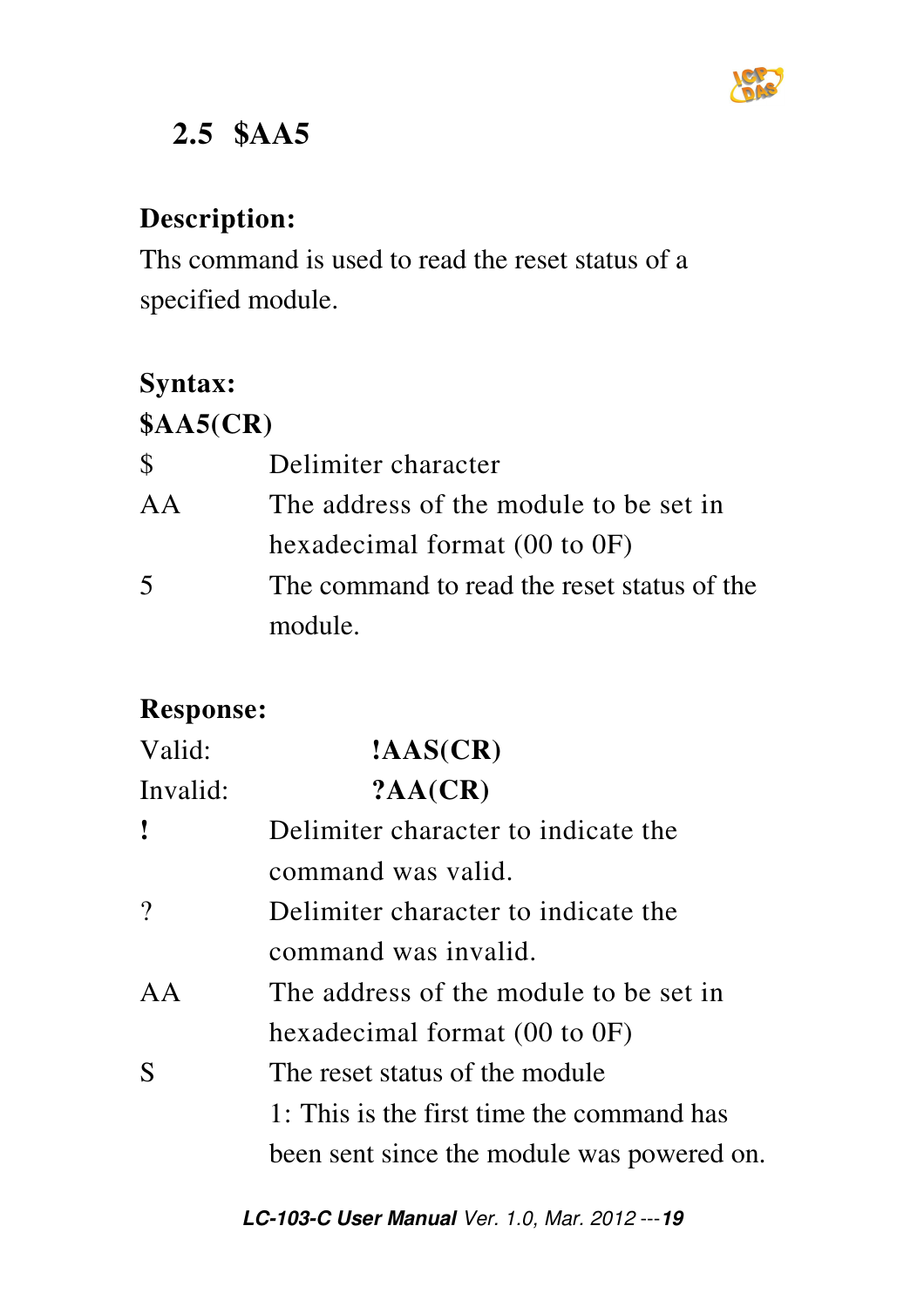## 2.5 $AA5

**Description:**

Ths command is used to read the reset status of a specified module.

**Syntax:**

**$AA5(CR)**

| | |
|---|---|
| $ | Delimiter character |
| AA | The address of the module to be set in hexadecimal format (00 to 0F) |
| 5 | The command to read the reset status of the module. |

**Response:**

Valid: **!AAS(CR)**

Invalid: **?AA(CR)**

| | |
|---|---|
| **!** | Delimiter character to indicate the command was valid. |
| ? | Delimiter character to indicate the command was invalid. |
| AA | The address of the module to be set in hexadecimal format (00 to 0F) |
| S | The reset status of the module<br>1: This is the first time the command has been sent since the module was powered on. |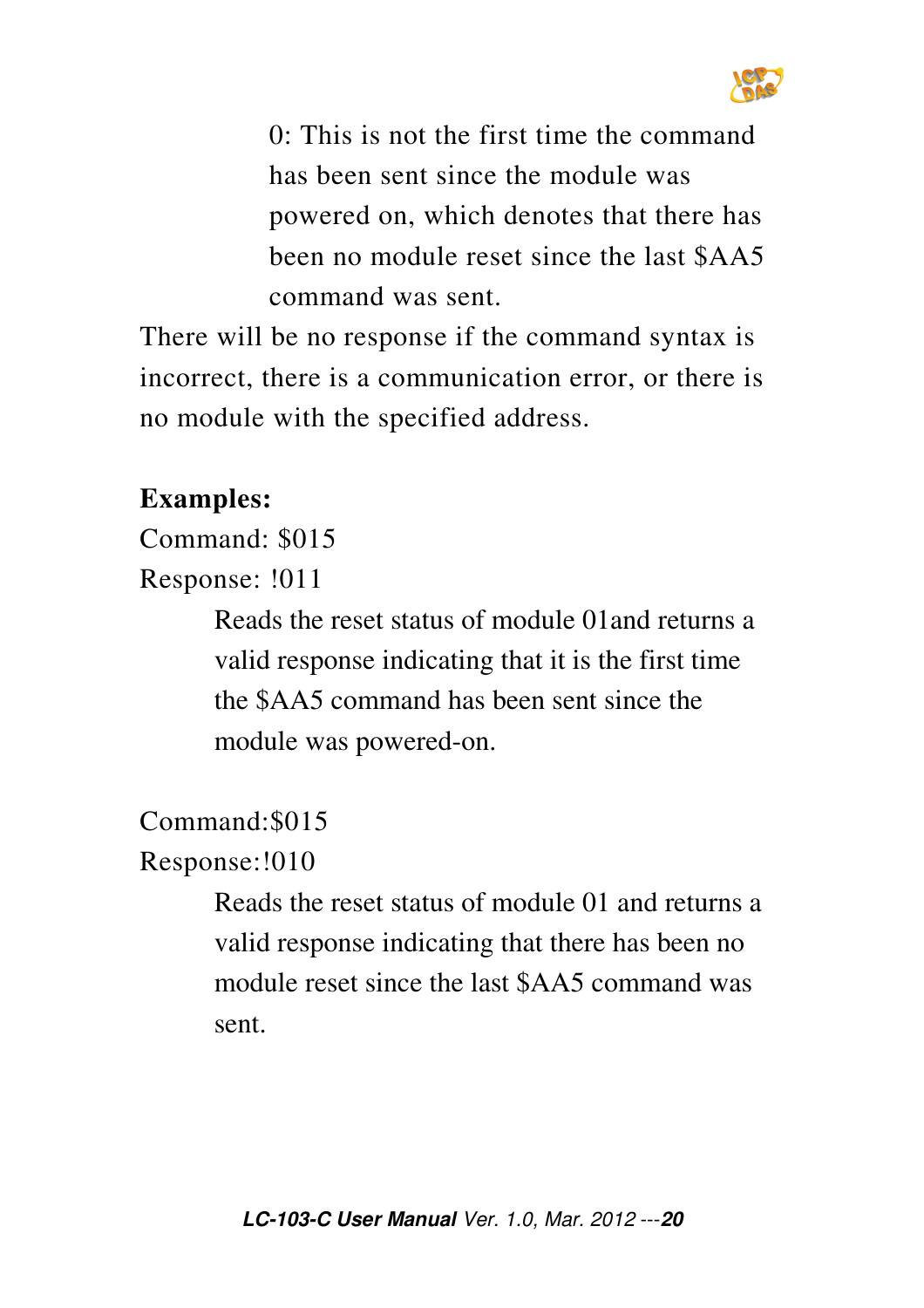0: This is not the first time the command has been sent since the module was powered on, which denotes that there has been no module reset since the last $AA5 command was sent.

There will be no response if the command syntax is incorrect, there is a communication error, or there is no module with the specified address.

**Examples:**

Command: $015

Response: !011

Reads the reset status of module 01and returns a valid response indicating that it is the first time the $AA5 command has been sent since the module was powered-on.

Command:$015

Response:!010

Reads the reset status of module 01 and returns a valid response indicating that there has been no module reset since the last $AA5 command was sent.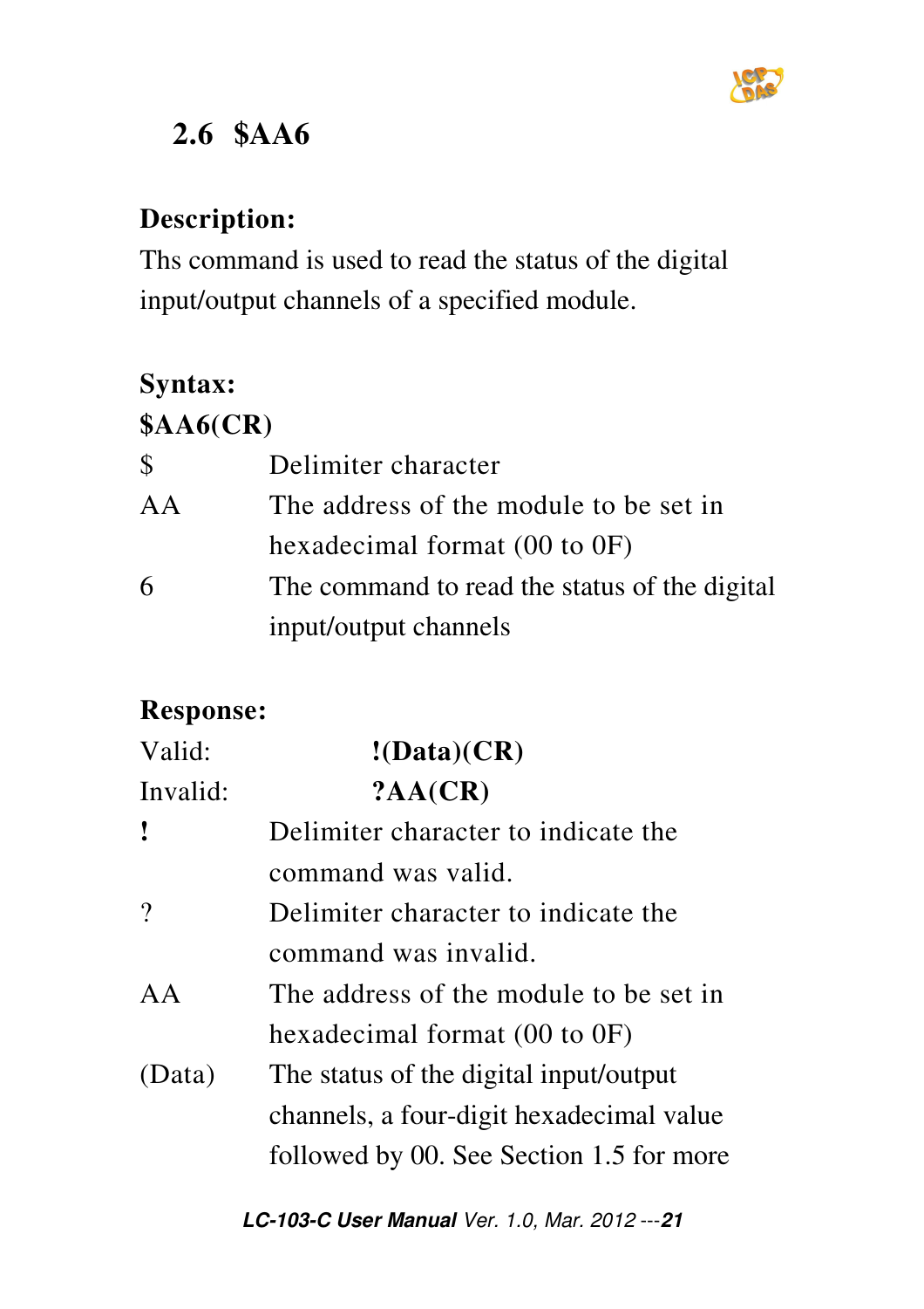## 2.6 $AA6

**Description:**

Ths command is used to read the status of the digital input/output channels of a specified module.

**Syntax:**

**$AA6(CR)**

| | |
|---|---|
| $ | Delimiter character |
| AA | The address of the module to be set in hexadecimal format (00 to 0F) |
| 6 | The command to read the status of the digital input/output channels |

**Response:**

Valid: **!(Data)(CR)**

Invalid: **?AA(CR)**

| | |
|---|---|
| **!** | Delimiter character to indicate the command was valid. |
| ? | Delimiter character to indicate the command was invalid. |
| AA | The address of the module to be set in hexadecimal format (00 to 0F) |
| (Data) | The status of the digital input/output channels, a four-digit hexadecimal value followed by 00. See Section 1.5 for more |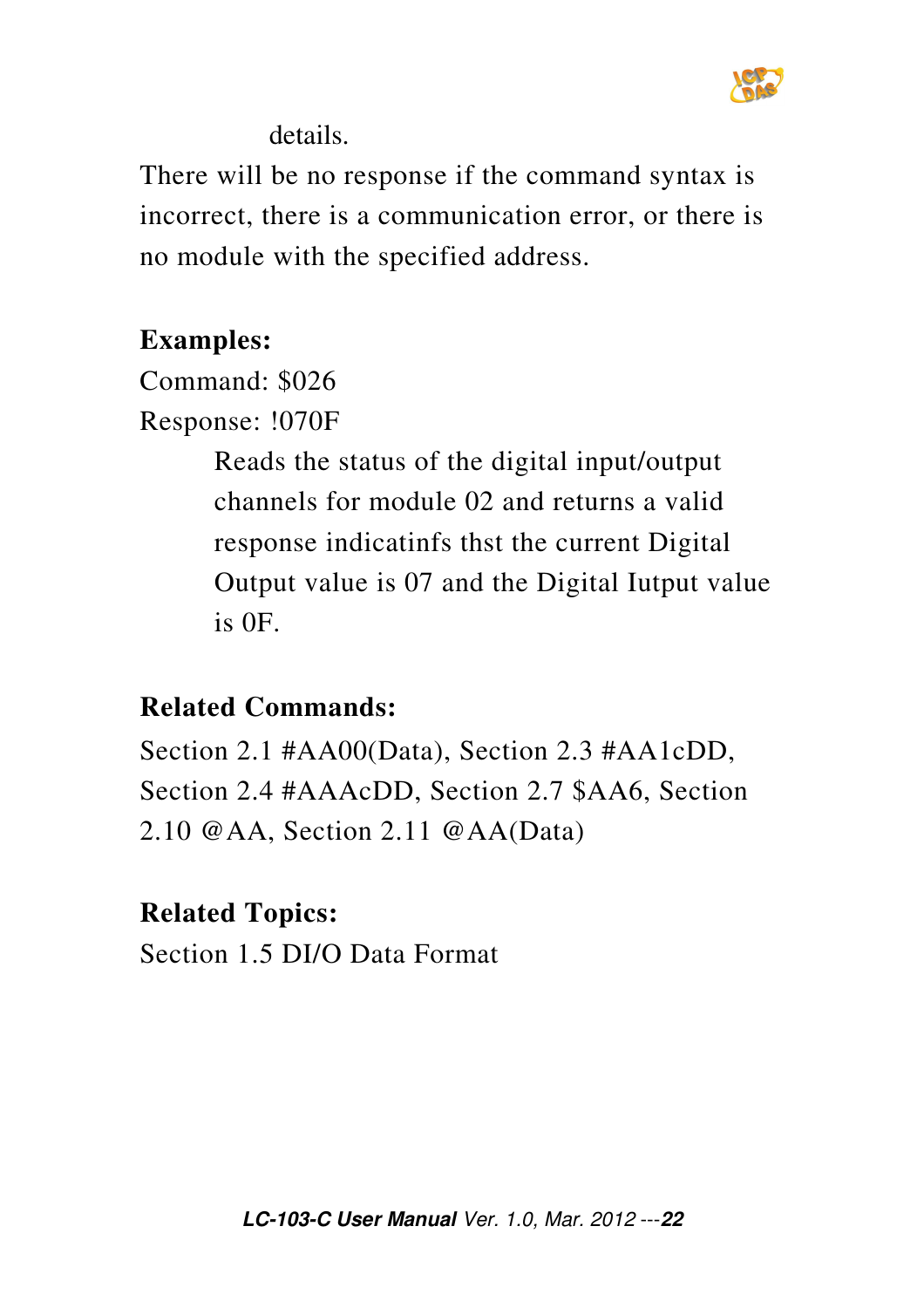details.

There will be no response if the command syntax is incorrect, there is a communication error, or there is no module with the specified address.

**Examples:**

Command: $026

Response: !070F

Reads the status of the digital input/output channels for module 02 and returns a valid response indicatinfs thst the current Digital Output value is 07 and the Digital Iutput value is 0F.

**Related Commands:**

Section 2.1 #AA00(Data), Section 2.3 #AA1cDD, Section 2.4 #AAAcDD, Section 2.7 $AA6, Section 2.10 @AA, Section 2.11 @AA(Data)

**Related Topics:**

Section 1.5 DI/O Data Format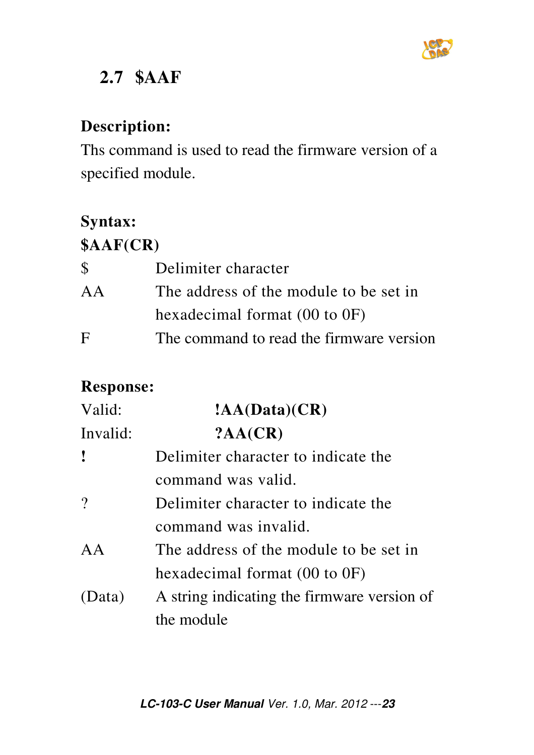## 2.7 $AAF

**Description:**

Ths command is used to read the firmware version of a specified module.

**Syntax:**

**$AAF(CR)**

| | |
|---|---|
| $ | Delimiter character |
| AA | The address of the module to be set in hexadecimal format (00 to 0F) |
| F | The command to read the firmware version |

**Response:**

Valid: **!AA(Data)(CR)**

Invalid: **?AA(CR)**

| | |
|---|---|
| **!** | Delimiter character to indicate the command was valid. |
| ? | Delimiter character to indicate the command was invalid. |
| AA | The address of the module to be set in hexadecimal format (00 to 0F) |
| (Data) | A string indicating the firmware version of the module |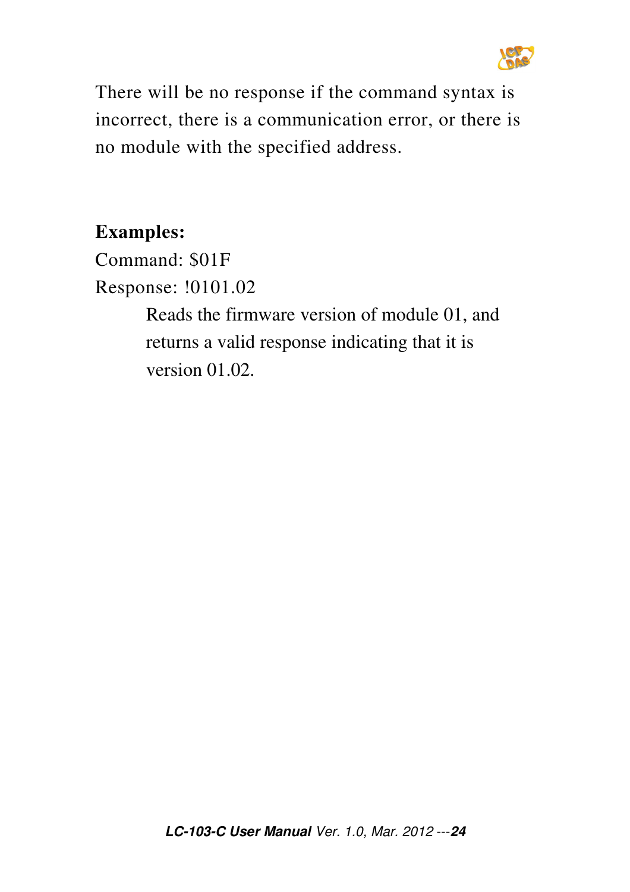There will be no response if the command syntax is incorrect, there is a communication error, or there is no module with the specified address.

**Examples:**

Command: $01F

Response: !0101.02

> Reads the firmware version of module 01, and returns a valid response indicating that it is version 01.02.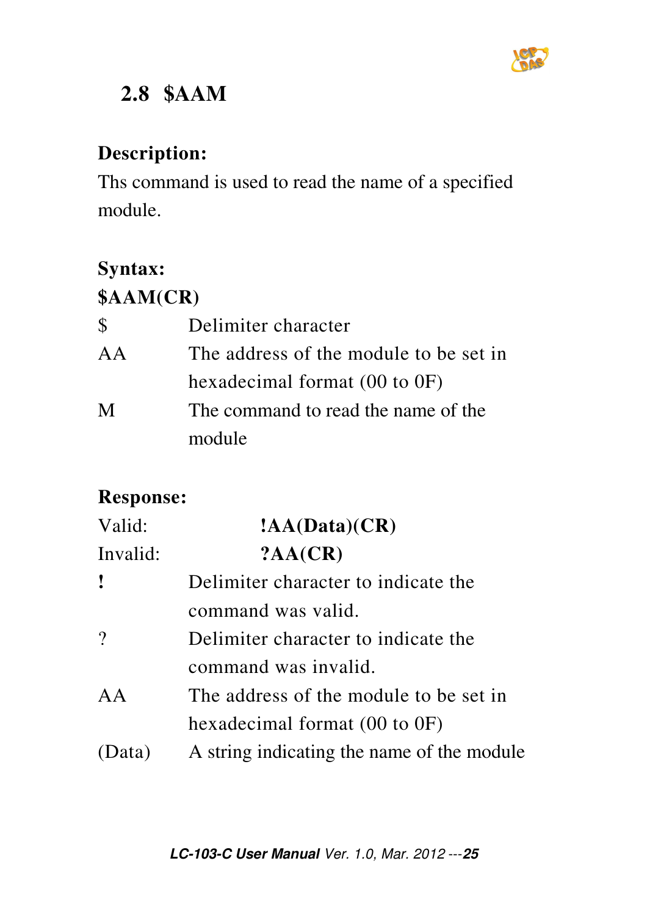## 2.8 $AAM

**Description:**

Ths command is used to read the name of a specified module.

**Syntax:**

**$AAM(CR)**

| | |
|---|---|
| $ | Delimiter character |
| AA | The address of the module to be set in hexadecimal format (00 to 0F) |
| M | The command to read the name of the module |

**Response:**

Valid: **!AA(Data)(CR)**

Invalid: **?AA(CR)**

| | |
|---|---|
| **!** | Delimiter character to indicate the command was valid. |
| ? | Delimiter character to indicate the command was invalid. |
| AA | The address of the module to be set in hexadecimal format (00 to 0F) |
| (Data) | A string indicating the name of the module |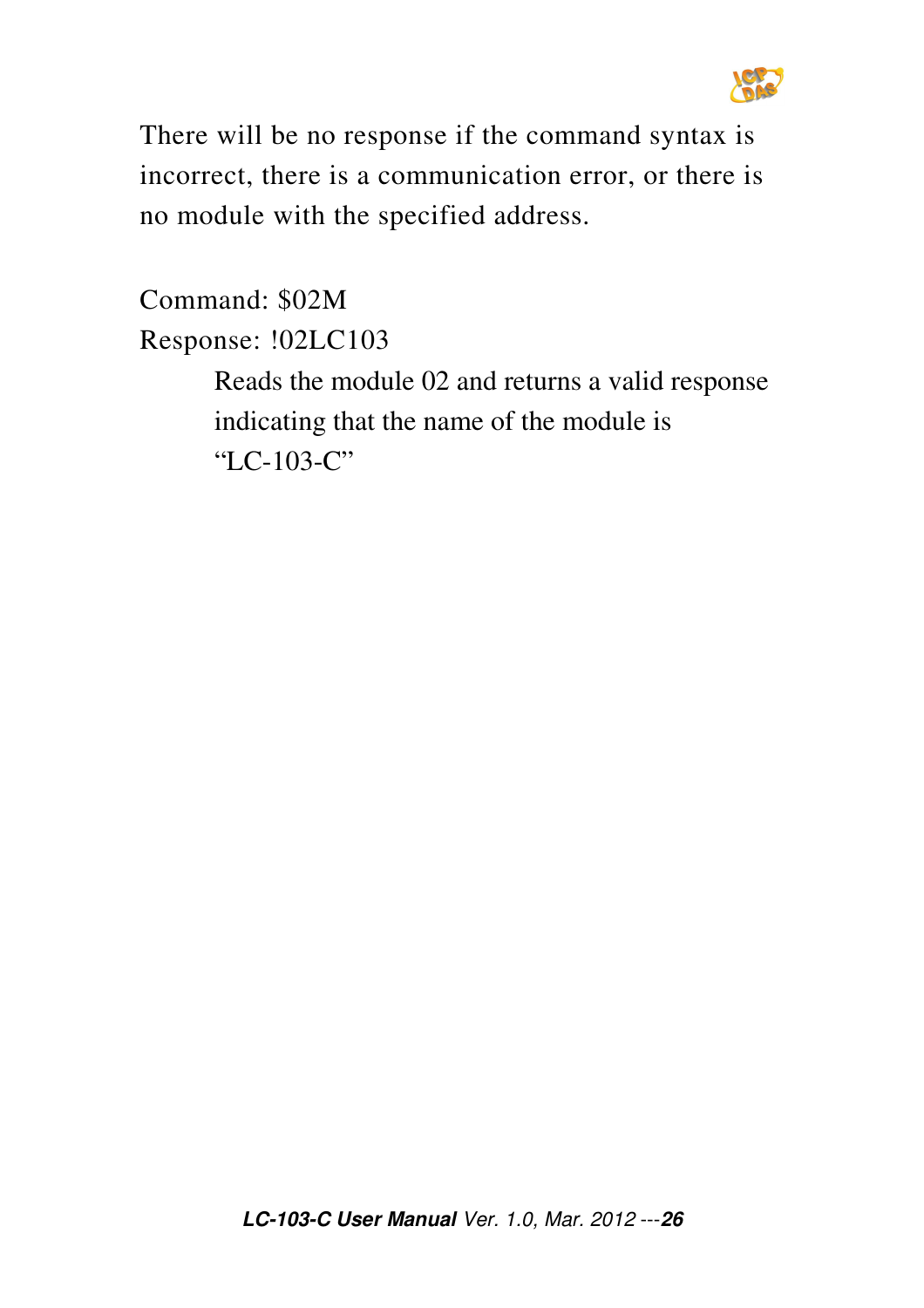There will be no response if the command syntax is incorrect, there is a communication error, or there is no module with the specified address.

Command: $02M
Response: !02LC103

Reads the module 02 and returns a valid response indicating that the name of the module is "LC-103-C"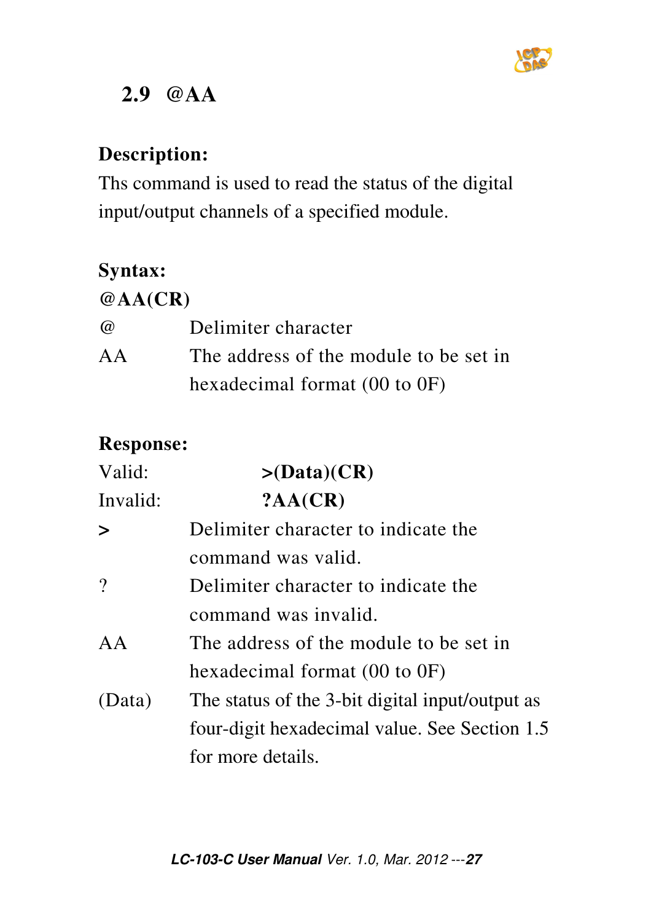## 2.9 @AA

**Description:**

Ths command is used to read the status of the digital input/output channels of a specified module.

**Syntax:**

**@AA(CR)**

| | |
|---|---|
| @ | Delimiter character |
| AA | The address of the module to be set in hexadecimal format (00 to 0F) |

**Response:**

Valid: **>(Data)(CR)**

Invalid: **?AA(CR)**

| | |
|---|---|
| **>** | Delimiter character to indicate the command was valid. |
| ? | Delimiter character to indicate the command was invalid. |
| AA | The address of the module to be set in hexadecimal format (00 to 0F) |
| (Data) | The status of the 3-bit digital input/output as four-digit hexadecimal value. See Section 1.5 for more details. |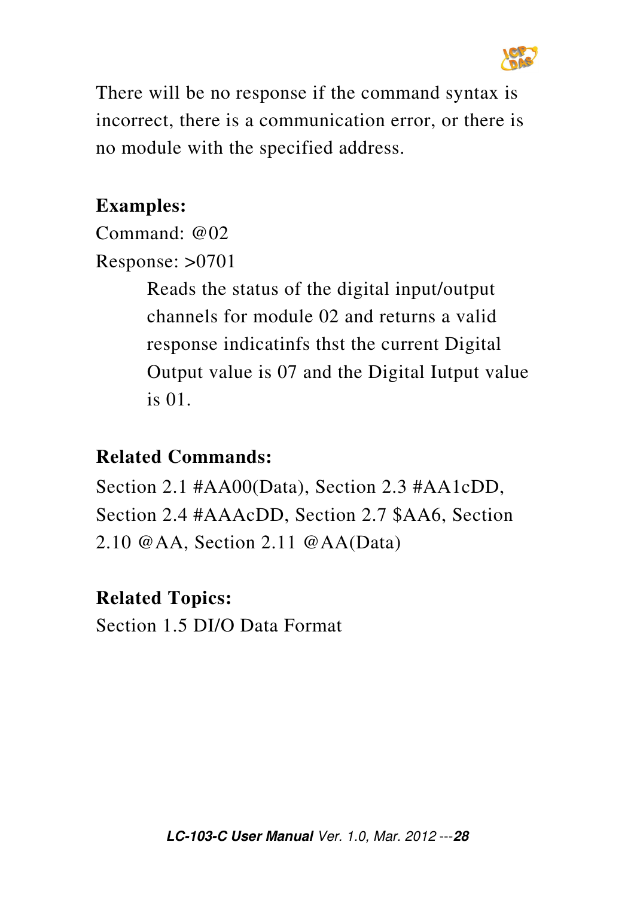There will be no response if the command syntax is incorrect, there is a communication error, or there is no module with the specified address.

**Examples:**

Command: @02

Response: >0701

> Reads the status of the digital input/output channels for module 02 and returns a valid response indicatinfs thst the current Digital Output value is 07 and the Digital Iutput value is 01.

**Related Commands:**

Section 2.1 #AA00(Data), Section 2.3 #AA1cDD, Section 2.4 #AAAcDD, Section 2.7 $AA6, Section 2.10 @AA, Section 2.11 @AA(Data)

**Related Topics:**

Section 1.5 DI/O Data Format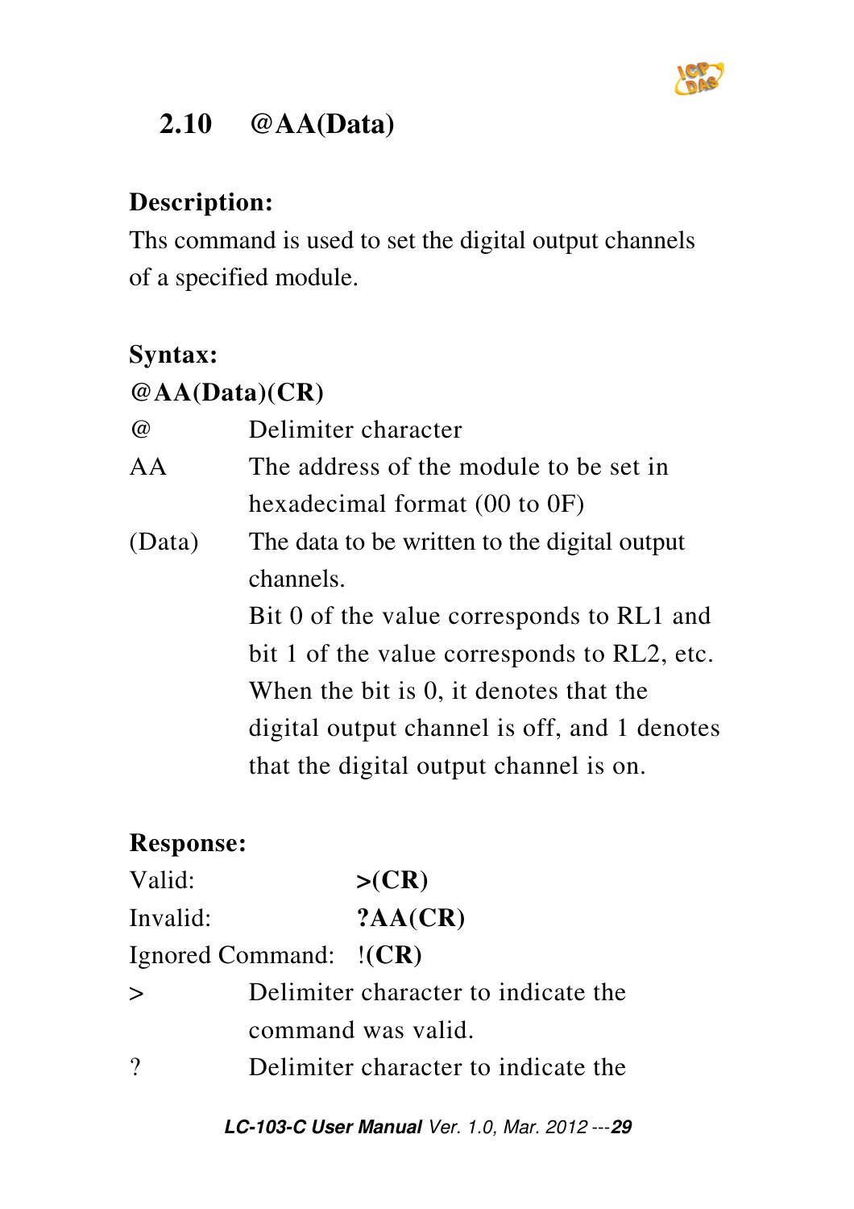## 2.10 @AA(Data)

**Description:**

Ths command is used to set the digital output channels of a specified module.

**Syntax:**

**@AA(Data)(CR)**

| | |
|---|---|
| @ | Delimiter character |
| AA | The address of the module to be set in hexadecimal format (00 to 0F) |
| (Data) | The data to be written to the digital output channels. Bit 0 of the value corresponds to RL1 and bit 1 of the value corresponds to RL2, etc. When the bit is 0, it denotes that the digital output channel is off, and 1 denotes that the digital output channel is on. |

**Response:**

| | |
|---|---|
| Valid: | **>(CR)** |
| Invalid: | **?AA(CR)** |
| Ignored Command: | **!(CR)** |

| | |
|---|---|
| > | Delimiter character to indicate the command was valid. |
| ? | Delimiter character to indicate the |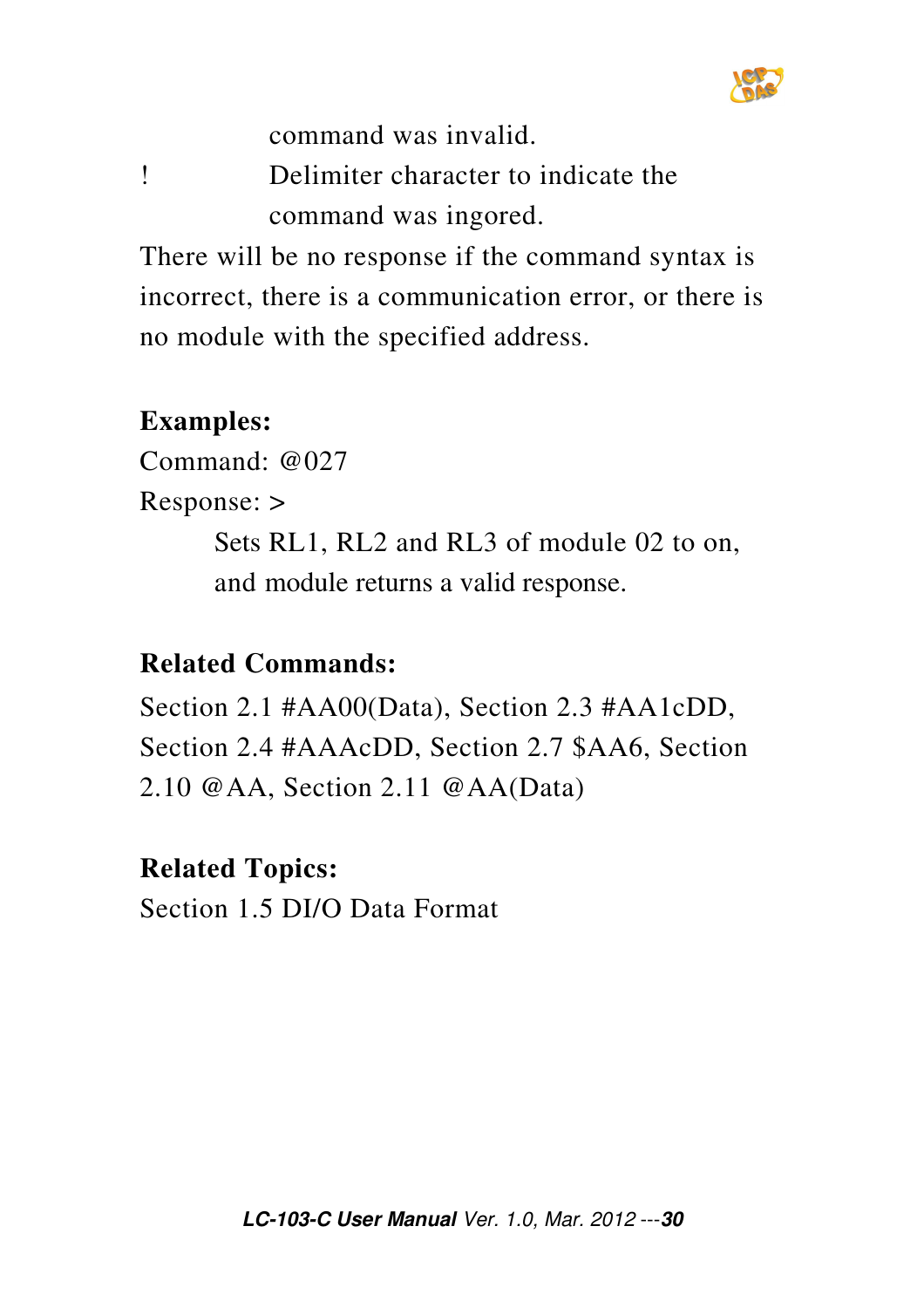command was invalid.

! Delimiter character to indicate the command was ingored.

There will be no response if the command syntax is incorrect, there is a communication error, or there is no module with the specified address.

**Examples:**

Command: @027

Response: >

Sets RL1, RL2 and RL3 of module 02 to on, and module returns a valid response.

**Related Commands:**

Section 2.1 #AA00(Data), Section 2.3 #AA1cDD, Section 2.4 #AAAcDD, Section 2.7 $AA6, Section 2.10 @AA, Section 2.11 @AA(Data)

**Related Topics:**

Section 1.5 DI/O Data Format